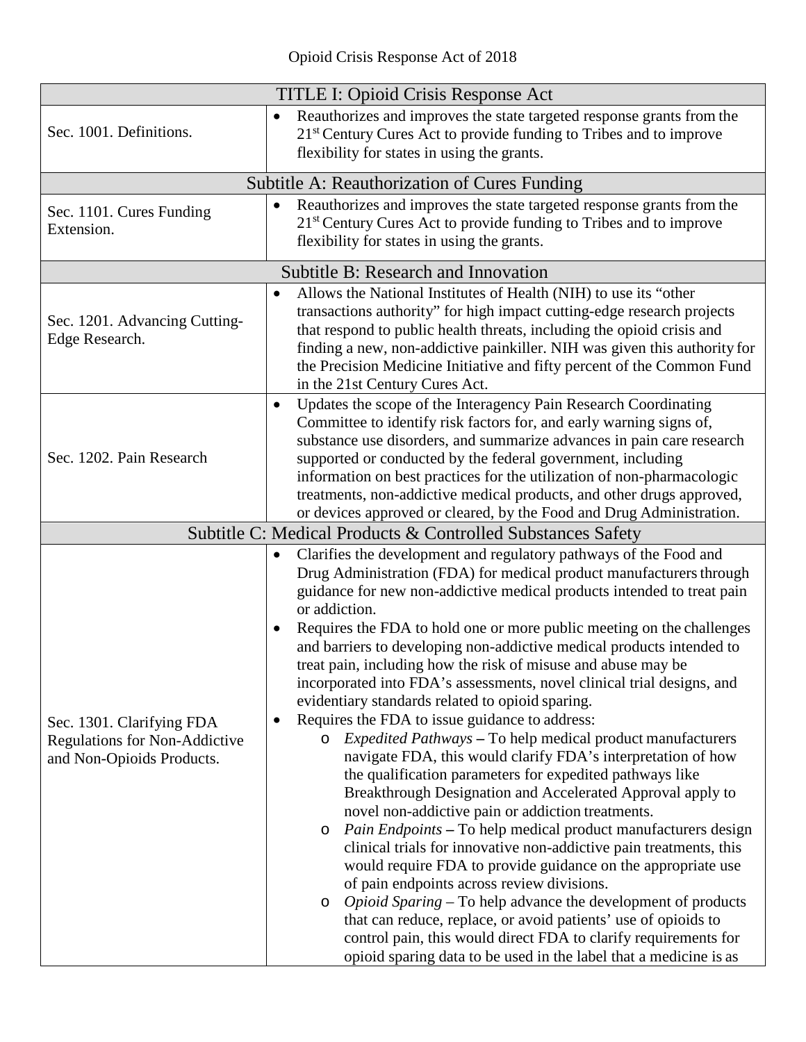Opioid Crisis Response Act of 2018

| TITLE I: Opioid Crisis Response Act | |
|---|---|
| Sec. 1001. Definitions. | • Reauthorizes and improves the state targeted response grants from the 21[st] Century Cures Act to provide funding to Tribes and to improve flexibility for states in using the grants. |
| **Subtitle A: Reauthorization of Cures Funding** | |
| Sec. 1101. Cures Funding Extension. | • Reauthorizes and improves the state targeted response grants from the 21[st] Century Cures Act to provide funding to Tribes and to improve flexibility for states in using the grants. |
| **Subtitle B: Research and Innovation** | |
| Sec. 1201. Advancing Cutting-Edge Research. | • Allows the National Institutes of Health (NIH) to use its "other transactions authority" for high impact cutting-edge research projects that respond to public health threats, including the opioid crisis and finding a new, non-addictive painkiller. NIH was given this authority for the Precision Medicine Initiative and fifty percent of the Common Fund in the 21st Century Cures Act. |
| Sec. 1202. Pain Research | • Updates the scope of the Interagency Pain Research Coordinating Committee to identify risk factors for, and early warning signs of, substance use disorders, and summarize advances in pain care research supported or conducted by the federal government, including information on best practices for the utilization of non-pharmacologic treatments, non-addictive medical products, and other drugs approved, or devices approved or cleared, by the Food and Drug Administration. |
| **Subtitle C: Medical Products & Controlled Substances Safety** | |
| Sec. 1301. Clarifying FDA Regulations for Non-Addictive and Non-Opioids Products. | • Clarifies the development and regulatory pathways of the Food and Drug Administration (FDA) for medical product manufacturers through guidance for new non-addictive medical products intended to treat pain or addiction.<br>• Requires the FDA to hold one or more public meeting on the challenges and barriers to developing non-addictive medical products intended to treat pain, including how the risk of misuse and abuse may be incorporated into FDA's assessments, novel clinical trial designs, and evidentiary standards related to opioid sparing.<br>• Requires the FDA to issue guidance to address:<br>&nbsp;&nbsp;o *Expedited Pathways* – To help medical product manufacturers navigate FDA, this would clarify FDA's interpretation of how the qualification parameters for expedited pathways like Breakthrough Designation and Accelerated Approval apply to novel non-addictive pain or addiction treatments.<br>&nbsp;&nbsp;o *Pain Endpoints* – To help medical product manufacturers design clinical trials for innovative non-addictive pain treatments, this would require FDA to provide guidance on the appropriate use of pain endpoints across review divisions.<br>&nbsp;&nbsp;o *Opioid Sparing* – To help advance the development of products that can reduce, replace, or avoid patients' use of opioids to control pain, this would direct FDA to clarify requirements for opioid sparing data to be used in the label that a medicine is as |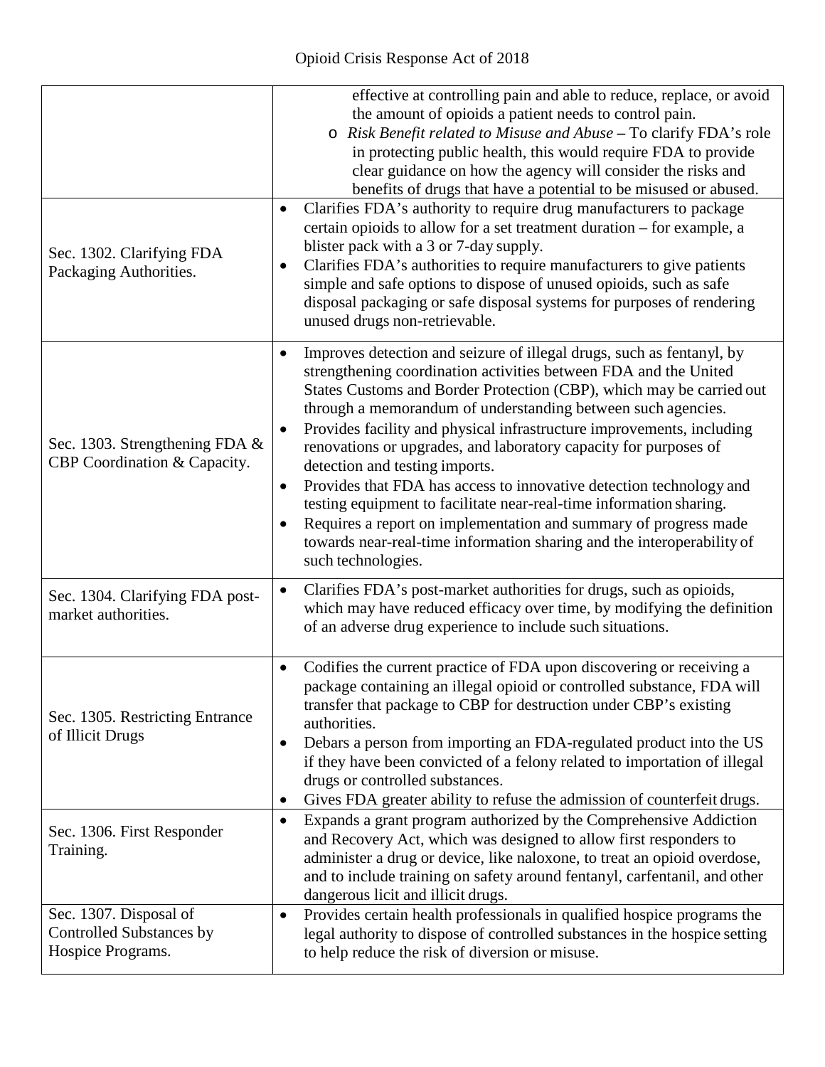| | |
|---|---|
| | effective at controlling pain and able to reduce, replace, or avoid the amount of opioids a patient needs to control pain.<br>o *Risk Benefit related to Misuse and Abuse* – To clarify FDA's role in protecting public health, this would require FDA to provide clear guidance on how the agency will consider the risks and benefits of drugs that have a potential to be misused or abused. |
| Sec. 1302. Clarifying FDA Packaging Authorities. | • Clarifies FDA's authority to require drug manufacturers to package certain opioids to allow for a set treatment duration – for example, a blister pack with a 3 or 7-day supply.<br>• Clarifies FDA's authorities to require manufacturers to give patients simple and safe options to dispose of unused opioids, such as safe disposal packaging or safe disposal systems for purposes of rendering unused drugs non-retrievable. |
| Sec. 1303. Strengthening FDA & CBP Coordination & Capacity. | • Improves detection and seizure of illegal drugs, such as fentanyl, by strengthening coordination activities between FDA and the United States Customs and Border Protection (CBP), which may be carried out through a memorandum of understanding between such agencies.<br>• Provides facility and physical infrastructure improvements, including renovations or upgrades, and laboratory capacity for purposes of detection and testing imports.<br>• Provides that FDA has access to innovative detection technology and testing equipment to facilitate near-real-time information sharing.<br>• Requires a report on implementation and summary of progress made towards near-real-time information sharing and the interoperability of such technologies. |
| Sec. 1304. Clarifying FDA post-market authorities. | • Clarifies FDA's post-market authorities for drugs, such as opioids, which may have reduced efficacy over time, by modifying the definition of an adverse drug experience to include such situations. |
| Sec. 1305. Restricting Entrance of Illicit Drugs | • Codifies the current practice of FDA upon discovering or receiving a package containing an illegal opioid or controlled substance, FDA will transfer that package to CBP for destruction under CBP's existing authorities.<br>• Debars a person from importing an FDA-regulated product into the US if they have been convicted of a felony related to importation of illegal drugs or controlled substances.<br>• Gives FDA greater ability to refuse the admission of counterfeit drugs. |
| Sec. 1306. First Responder Training. | • Expands a grant program authorized by the Comprehensive Addiction and Recovery Act, which was designed to allow first responders to administer a drug or device, like naloxone, to treat an opioid overdose, and to include training on safety around fentanyl, carfentanil, and other dangerous licit and illicit drugs. |
| Sec. 1307. Disposal of Controlled Substances by Hospice Programs. | • Provides certain health professionals in qualified hospice programs the legal authority to dispose of controlled substances in the hospice setting to help reduce the risk of diversion or misuse. |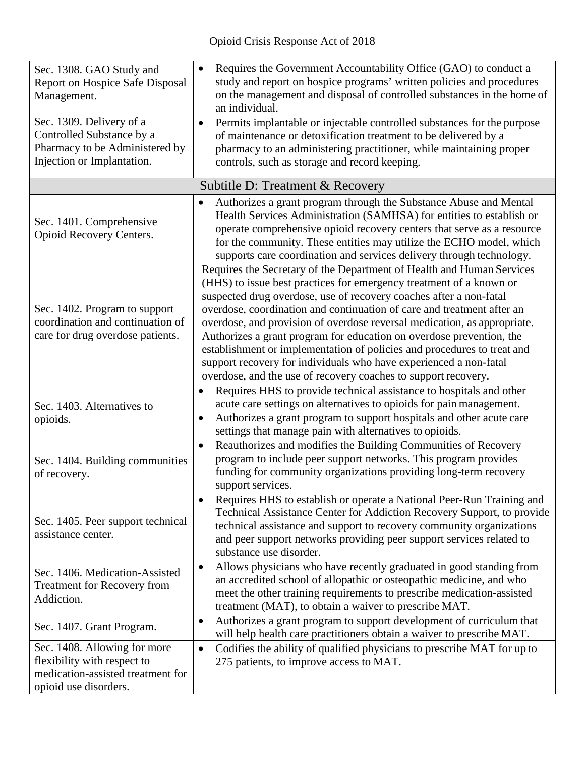| | |
|---|---|
| Sec. 1308. GAO Study and Report on Hospice Safe Disposal Management. | • Requires the Government Accountability Office (GAO) to conduct a study and report on hospice programs' written policies and procedures on the management and disposal of controlled substances in the home of an individual. |
| Sec. 1309. Delivery of a Controlled Substance by a Pharmacy to be Administered by Injection or Implantation. | • Permits implantable or injectable controlled substances for the purpose of maintenance or detoxification treatment to be delivered by a pharmacy to an administering practitioner, while maintaining proper controls, such as storage and record keeping. |
| **Subtitle D: Treatment & Recovery** | |
| Sec. 1401. Comprehensive Opioid Recovery Centers. | • Authorizes a grant program through the Substance Abuse and Mental Health Services Administration (SAMHSA) for entities to establish or operate comprehensive opioid recovery centers that serve as a resource for the community. These entities may utilize the ECHO model, which supports care coordination and services delivery through technology. |
| Sec. 1402. Program to support coordination and continuation of care for drug overdose patients. | Requires the Secretary of the Department of Health and Human Services (HHS) to issue best practices for emergency treatment of a known or suspected drug overdose, use of recovery coaches after a non-fatal overdose, coordination and continuation of care and treatment after an overdose, and provision of overdose reversal medication, as appropriate. Authorizes a grant program for education on overdose prevention, the establishment or implementation of policies and procedures to treat and support recovery for individuals who have experienced a non-fatal overdose, and the use of recovery coaches to support recovery. |
| Sec. 1403. Alternatives to opioids. | • Requires HHS to provide technical assistance to hospitals and other acute care settings on alternatives to opioids for pain management.<br>• Authorizes a grant program to support hospitals and other acute care settings that manage pain with alternatives to opioids. |
| Sec. 1404. Building communities of recovery. | • Reauthorizes and modifies the Building Communities of Recovery program to include peer support networks. This program provides funding for community organizations providing long-term recovery support services. |
| Sec. 1405. Peer support technical assistance center. | • Requires HHS to establish or operate a National Peer-Run Training and Technical Assistance Center for Addiction Recovery Support, to provide technical assistance and support to recovery community organizations and peer support networks providing peer support services related to substance use disorder. |
| Sec. 1406. Medication-Assisted Treatment for Recovery from Addiction. | • Allows physicians who have recently graduated in good standing from an accredited school of allopathic or osteopathic medicine, and who meet the other training requirements to prescribe medication-assisted treatment (MAT), to obtain a waiver to prescribe MAT. |
| Sec. 1407. Grant Program. | • Authorizes a grant program to support development of curriculum that will help health care practitioners obtain a waiver to prescribe MAT. |
| Sec. 1408. Allowing for more flexibility with respect to medication-assisted treatment for opioid use disorders. | • Codifies the ability of qualified physicians to prescribe MAT for up to 275 patients, to improve access to MAT. |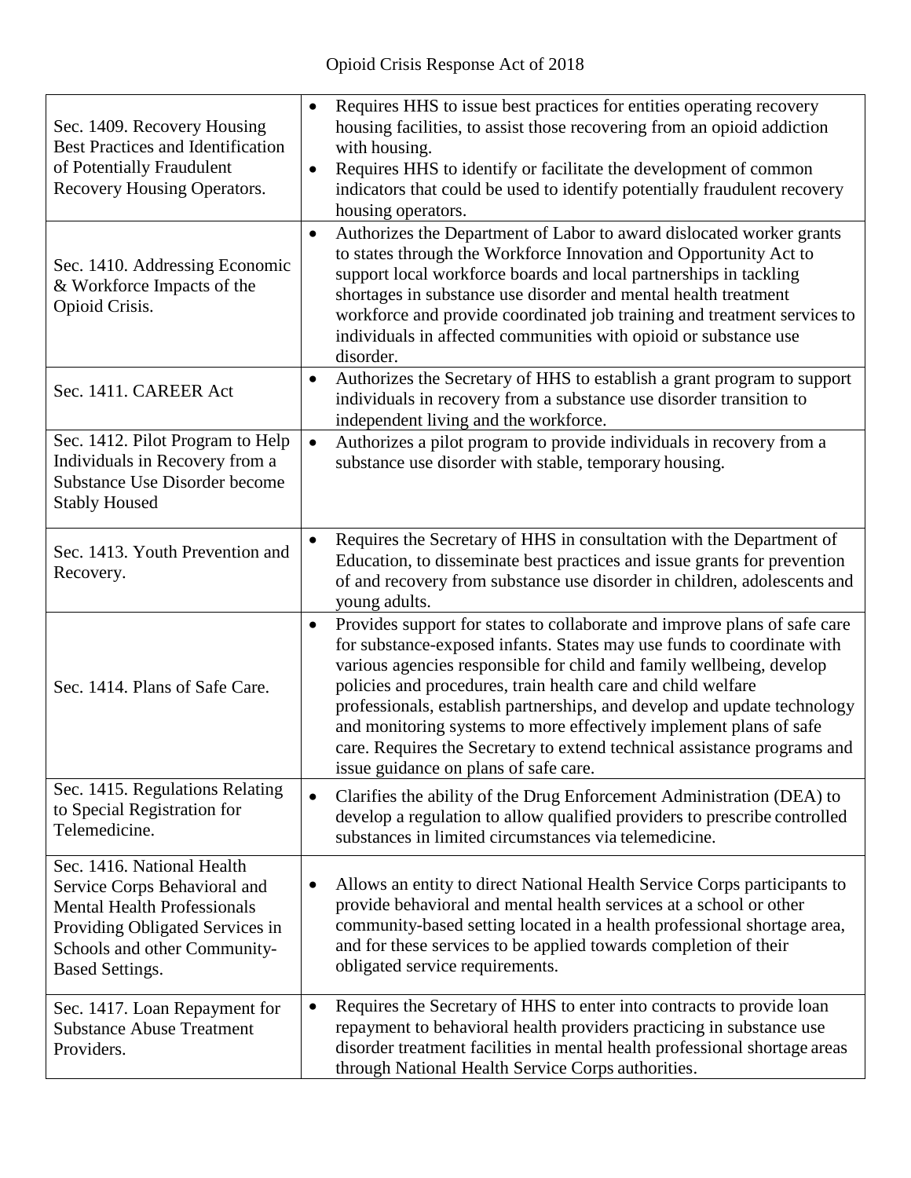Opioid Crisis Response Act of 2018

| | |
|---|---|
| Sec. 1409. Recovery Housing Best Practices and Identification of Potentially Fraudulent Recovery Housing Operators. | • Requires HHS to issue best practices for entities operating recovery housing facilities, to assist those recovering from an opioid addiction with housing.<br>• Requires HHS to identify or facilitate the development of common indicators that could be used to identify potentially fraudulent recovery housing operators. |
| Sec. 1410. Addressing Economic & Workforce Impacts of the Opioid Crisis. | • Authorizes the Department of Labor to award dislocated worker grants to states through the Workforce Innovation and Opportunity Act to support local workforce boards and local partnerships in tackling shortages in substance use disorder and mental health treatment workforce and provide coordinated job training and treatment services to individuals in affected communities with opioid or substance use disorder. |
| Sec. 1411. CAREER Act | • Authorizes the Secretary of HHS to establish a grant program to support individuals in recovery from a substance use disorder transition to independent living and the workforce. |
| Sec. 1412. Pilot Program to Help Individuals in Recovery from a Substance Use Disorder become Stably Housed | • Authorizes a pilot program to provide individuals in recovery from a substance use disorder with stable, temporary housing. |
| Sec. 1413. Youth Prevention and Recovery. | • Requires the Secretary of HHS in consultation with the Department of Education, to disseminate best practices and issue grants for prevention of and recovery from substance use disorder in children, adolescents and young adults. |
| Sec. 1414. Plans of Safe Care. | • Provides support for states to collaborate and improve plans of safe care for substance-exposed infants. States may use funds to coordinate with various agencies responsible for child and family wellbeing, develop policies and procedures, train health care and child welfare professionals, establish partnerships, and develop and update technology and monitoring systems to more effectively implement plans of safe care. Requires the Secretary to extend technical assistance programs and issue guidance on plans of safe care. |
| Sec. 1415. Regulations Relating to Special Registration for Telemedicine. | • Clarifies the ability of the Drug Enforcement Administration (DEA) to develop a regulation to allow qualified providers to prescribe controlled substances in limited circumstances via telemedicine. |
| Sec. 1416. National Health Service Corps Behavioral and Mental Health Professionals Providing Obligated Services in Schools and other Community-Based Settings. | • Allows an entity to direct National Health Service Corps participants to provide behavioral and mental health services at a school or other community-based setting located in a health professional shortage area, and for these services to be applied towards completion of their obligated service requirements. |
| Sec. 1417. Loan Repayment for Substance Abuse Treatment Providers. | • Requires the Secretary of HHS to enter into contracts to provide loan repayment to behavioral health providers practicing in substance use disorder treatment facilities in mental health professional shortage areas through National Health Service Corps authorities. |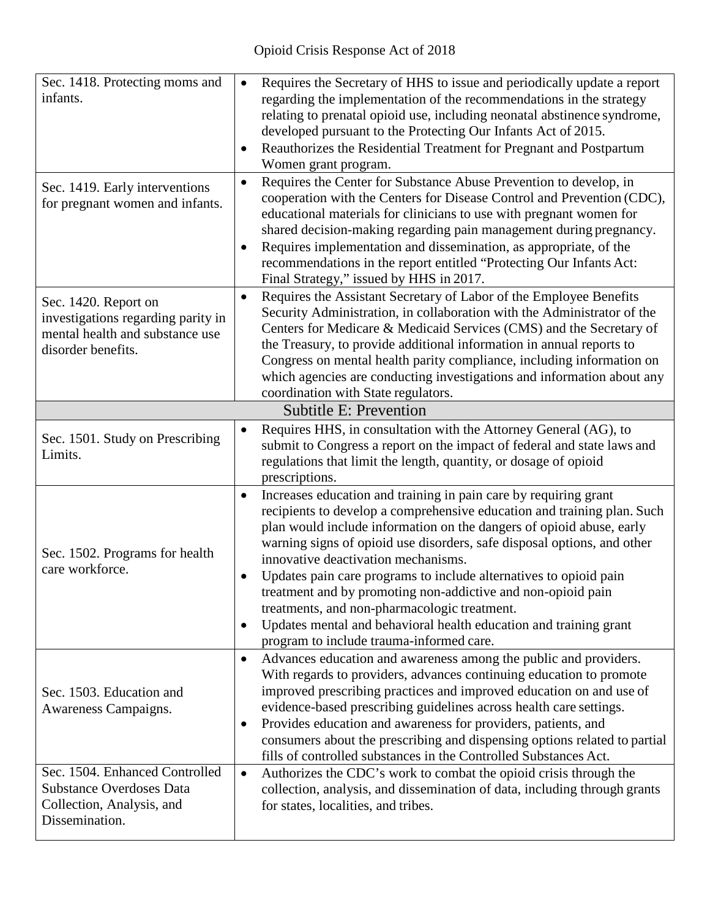Opioid Crisis Response Act of 2018

| Section | Description |
|---|---|
| Sec. 1418. Protecting moms and infants. | • Requires the Secretary of HHS to issue and periodically update a report regarding the implementation of the recommendations in the strategy relating to prenatal opioid use, including neonatal abstinence syndrome, developed pursuant to the Protecting Our Infants Act of 2015.<br>• Reauthorizes the Residential Treatment for Pregnant and Postpartum Women grant program. |
| Sec. 1419. Early interventions for pregnant women and infants. | • Requires the Center for Substance Abuse Prevention to develop, in cooperation with the Centers for Disease Control and Prevention (CDC), educational materials for clinicians to use with pregnant women for shared decision-making regarding pain management during pregnancy.<br>• Requires implementation and dissemination, as appropriate, of the recommendations in the report entitled "Protecting Our Infants Act: Final Strategy," issued by HHS in 2017. |
| Sec. 1420. Report on investigations regarding parity in mental health and substance use disorder benefits. | • Requires the Assistant Secretary of Labor of the Employee Benefits Security Administration, in collaboration with the Administrator of the Centers for Medicare & Medicaid Services (CMS) and the Secretary of the Treasury, to provide additional information in annual reports to Congress on mental health parity compliance, including information on which agencies are conducting investigations and information about any coordination with State regulators. |
| **Subtitle E: Prevention** | |
| Sec. 1501. Study on Prescribing Limits. | • Requires HHS, in consultation with the Attorney General (AG), to submit to Congress a report on the impact of federal and state laws and regulations that limit the length, quantity, or dosage of opioid prescriptions. |
| Sec. 1502. Programs for health care workforce. | • Increases education and training in pain care by requiring grant recipients to develop a comprehensive education and training plan. Such plan would include information on the dangers of opioid abuse, early warning signs of opioid use disorders, safe disposal options, and other innovative deactivation mechanisms.<br>• Updates pain care programs to include alternatives to opioid pain treatment and by promoting non-addictive and non-opioid pain treatments, and non-pharmacologic treatment.<br>• Updates mental and behavioral health education and training grant program to include trauma-informed care. |
| Sec. 1503. Education and Awareness Campaigns. | • Advances education and awareness among the public and providers. With regards to providers, advances continuing education to promote improved prescribing practices and improved education on and use of evidence-based prescribing guidelines across health care settings.<br>• Provides education and awareness for providers, patients, and consumers about the prescribing and dispensing options related to partial fills of controlled substances in the Controlled Substances Act. |
| Sec. 1504. Enhanced Controlled Substance Overdoses Data Collection, Analysis, and Dissemination. | • Authorizes the CDC's work to combat the opioid crisis through the collection, analysis, and dissemination of data, including through grants for states, localities, and tribes. |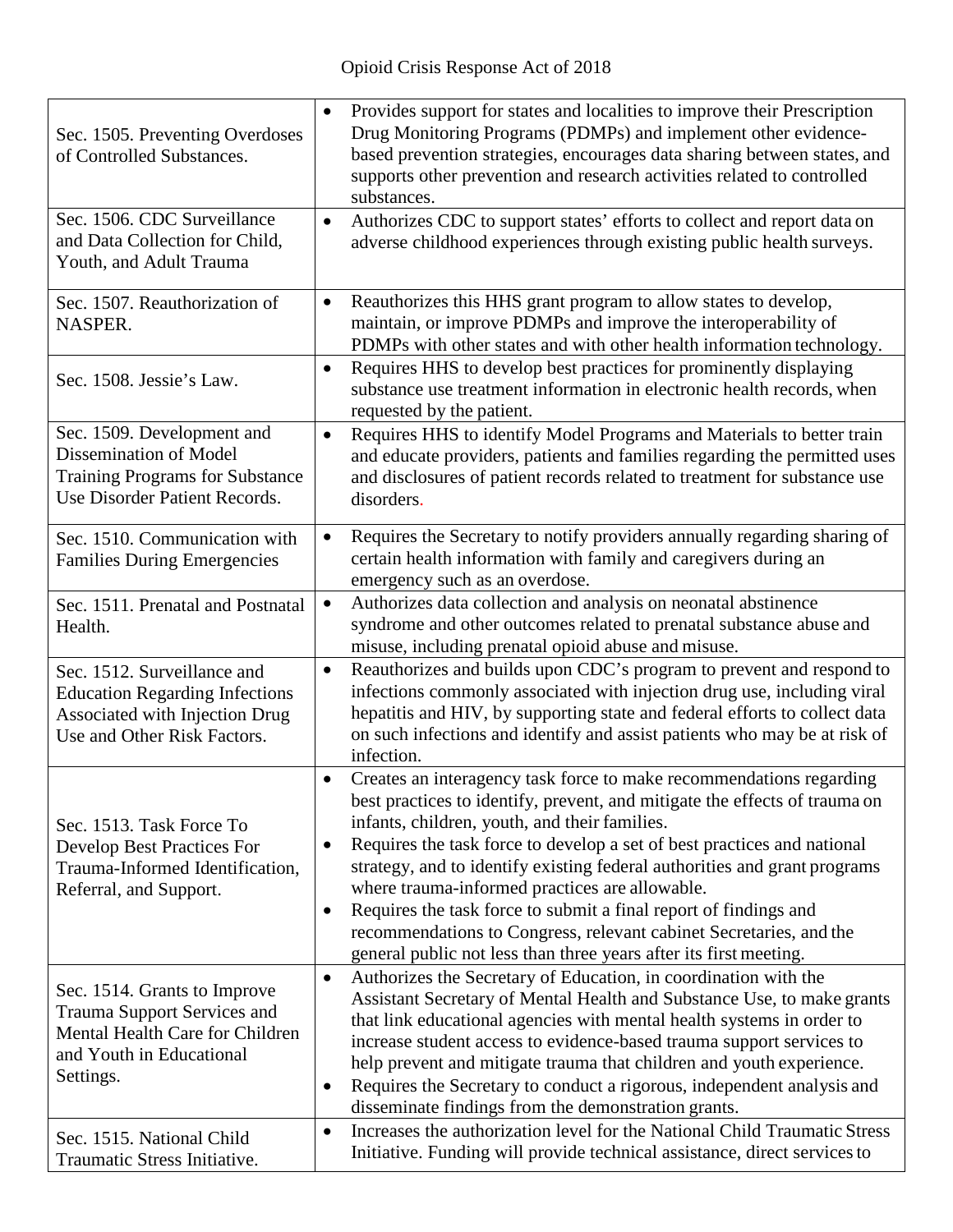Opioid Crisis Response Act of 2018

| | |
|---|---|
| Sec. 1505. Preventing Overdoses of Controlled Substances. | • Provides support for states and localities to improve their Prescription Drug Monitoring Programs (PDMPs) and implement other evidence-based prevention strategies, encourages data sharing between states, and supports other prevention and research activities related to controlled substances. |
| Sec. 1506. CDC Surveillance and Data Collection for Child, Youth, and Adult Trauma | • Authorizes CDC to support states' efforts to collect and report data on adverse childhood experiences through existing public health surveys. |
| Sec. 1507. Reauthorization of NASPER. | • Reauthorizes this HHS grant program to allow states to develop, maintain, or improve PDMPs and improve the interoperability of PDMPs with other states and with other health information technology. |
| Sec. 1508. Jessie's Law. | • Requires HHS to develop best practices for prominently displaying substance use treatment information in electronic health records, when requested by the patient. |
| Sec. 1509. Development and Dissemination of Model Training Programs for Substance Use Disorder Patient Records. | • Requires HHS to identify Model Programs and Materials to better train and educate providers, patients and families regarding the permitted uses and disclosures of patient records related to treatment for substance use disorders. |
| Sec. 1510. Communication with Families During Emergencies | • Requires the Secretary to notify providers annually regarding sharing of certain health information with family and caregivers during an emergency such as an overdose. |
| Sec. 1511. Prenatal and Postnatal Health. | • Authorizes data collection and analysis on neonatal abstinence syndrome and other outcomes related to prenatal substance abuse and misuse, including prenatal opioid abuse and misuse. |
| Sec. 1512. Surveillance and Education Regarding Infections Associated with Injection Drug Use and Other Risk Factors. | • Reauthorizes and builds upon CDC's program to prevent and respond to infections commonly associated with injection drug use, including viral hepatitis and HIV, by supporting state and federal efforts to collect data on such infections and identify and assist patients who may be at risk of infection. |
| Sec. 1513. Task Force To Develop Best Practices For Trauma-Informed Identification, Referral, and Support. | • Creates an interagency task force to make recommendations regarding best practices to identify, prevent, and mitigate the effects of trauma on infants, children, youth, and their families. <br> • Requires the task force to develop a set of best practices and national strategy, and to identify existing federal authorities and grant programs where trauma-informed practices are allowable. <br> • Requires the task force to submit a final report of findings and recommendations to Congress, relevant cabinet Secretaries, and the general public not less than three years after its first meeting. |
| Sec. 1514. Grants to Improve Trauma Support Services and Mental Health Care for Children and Youth in Educational Settings. | • Authorizes the Secretary of Education, in coordination with the Assistant Secretary of Mental Health and Substance Use, to make grants that link educational agencies with mental health systems in order to increase student access to evidence-based trauma support services to help prevent and mitigate trauma that children and youth experience. <br> • Requires the Secretary to conduct a rigorous, independent analysis and disseminate findings from the demonstration grants. |
| Sec. 1515. National Child Traumatic Stress Initiative. | • Increases the authorization level for the National Child Traumatic Stress Initiative. Funding will provide technical assistance, direct services to |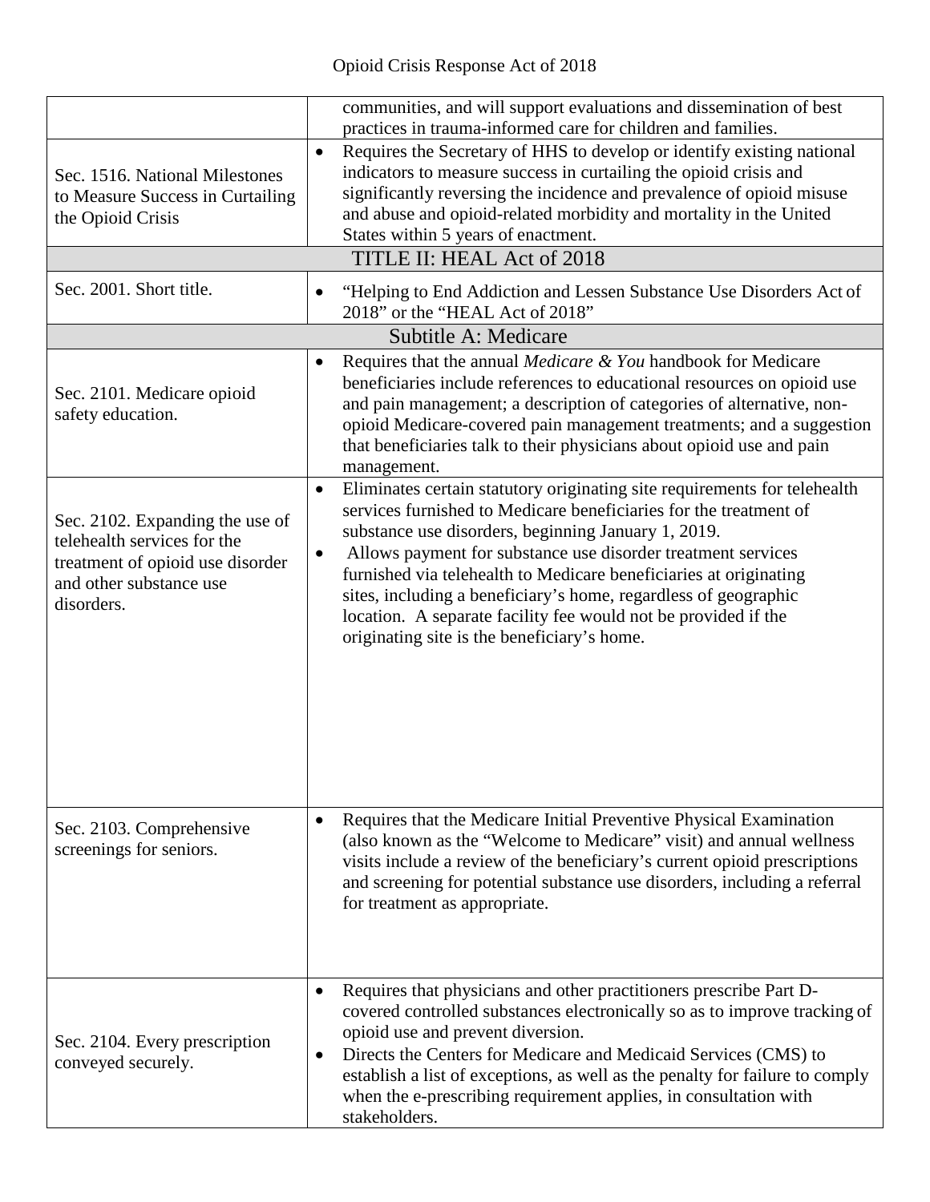| | |
|---|---|
| | communities, and will support evaluations and dissemination of best practices in trauma-informed care for children and families. |
| Sec. 1516. National Milestones to Measure Success in Curtailing the Opioid Crisis | • Requires the Secretary of HHS to develop or identify existing national indicators to measure success in curtailing the opioid crisis and significantly reversing the incidence and prevalence of opioid misuse and abuse and opioid-related morbidity and mortality in the United States within 5 years of enactment. |
| **TITLE II: HEAL Act of 2018** | |
| Sec. 2001. Short title. | • "Helping to End Addiction and Lessen Substance Use Disorders Act of 2018" or the "HEAL Act of 2018" |
| **Subtitle A: Medicare** | |
| Sec. 2101. Medicare opioid safety education. | • Requires that the annual *Medicare & You* handbook for Medicare beneficiaries include references to educational resources on opioid use and pain management; a description of categories of alternative, non-opioid Medicare-covered pain management treatments; and a suggestion that beneficiaries talk to their physicians about opioid use and pain management. |
| Sec. 2102. Expanding the use of telehealth services for the treatment of opioid use disorder and other substance use disorders. | • Eliminates certain statutory originating site requirements for telehealth services furnished to Medicare beneficiaries for the treatment of substance use disorders, beginning January 1, 2019.<br>• Allows payment for substance use disorder treatment services furnished via telehealth to Medicare beneficiaries at originating sites, including a beneficiary's home, regardless of geographic location. A separate facility fee would not be provided if the originating site is the beneficiary's home. |
| Sec. 2103. Comprehensive screenings for seniors. | • Requires that the Medicare Initial Preventive Physical Examination (also known as the "Welcome to Medicare" visit) and annual wellness visits include a review of the beneficiary's current opioid prescriptions and screening for potential substance use disorders, including a referral for treatment as appropriate. |
| Sec. 2104. Every prescription conveyed securely. | • Requires that physicians and other practitioners prescribe Part D-covered controlled substances electronically so as to improve tracking of opioid use and prevent diversion.<br>• Directs the Centers for Medicare and Medicaid Services (CMS) to establish a list of exceptions, as well as the penalty for failure to comply when the e-prescribing requirement applies, in consultation with stakeholders. |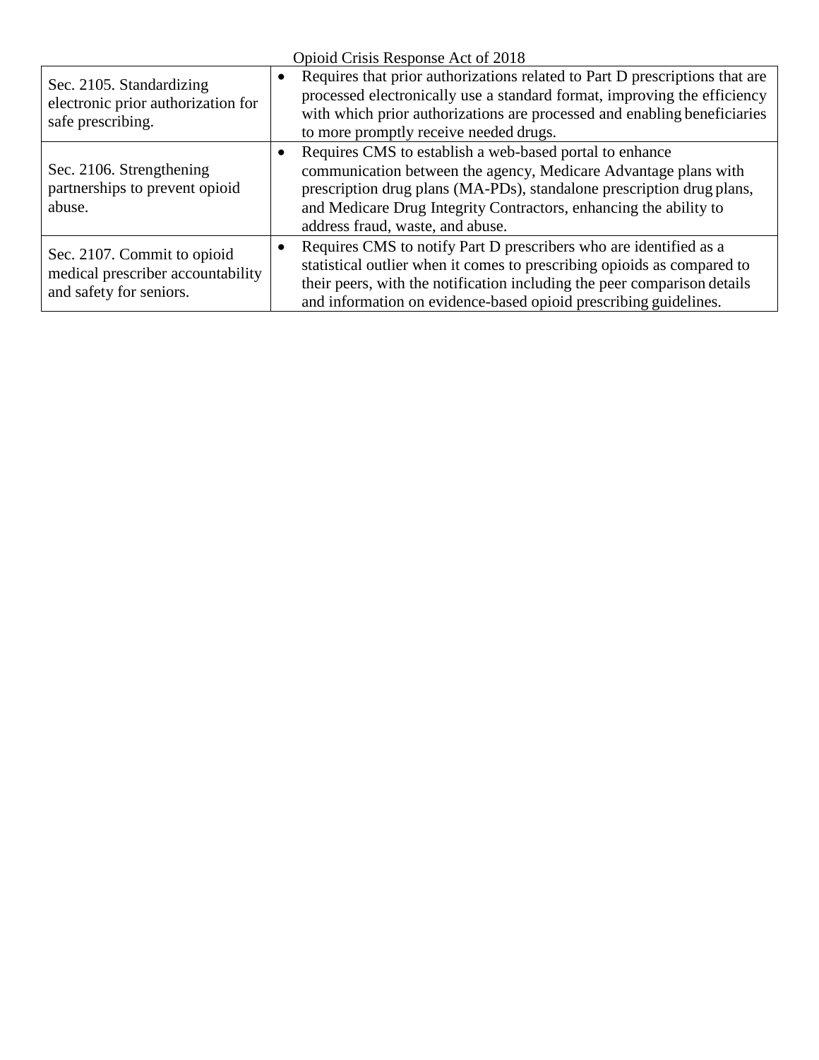| Sec. 2105. Standardizing electronic prior authorization for safe prescribing. | • Requires that prior authorizations related to Part D prescriptions that are processed electronically use a standard format, improving the efficiency with which prior authorizations are processed and enabling beneficiaries to more promptly receive needed drugs. |
| --- | --- |
| Sec. 2106. Strengthening partnerships to prevent opioid abuse. | • Requires CMS to establish a web-based portal to enhance communication between the agency, Medicare Advantage plans with prescription drug plans (MA-PDs), standalone prescription drug plans, and Medicare Drug Integrity Contractors, enhancing the ability to address fraud, waste, and abuse. |
| Sec. 2107. Commit to opioid medical prescriber accountability and safety for seniors. | • Requires CMS to notify Part D prescribers who are identified as a statistical outlier when it comes to prescribing opioids as compared to their peers, with the notification including the peer comparison details and information on evidence-based opioid prescribing guidelines. |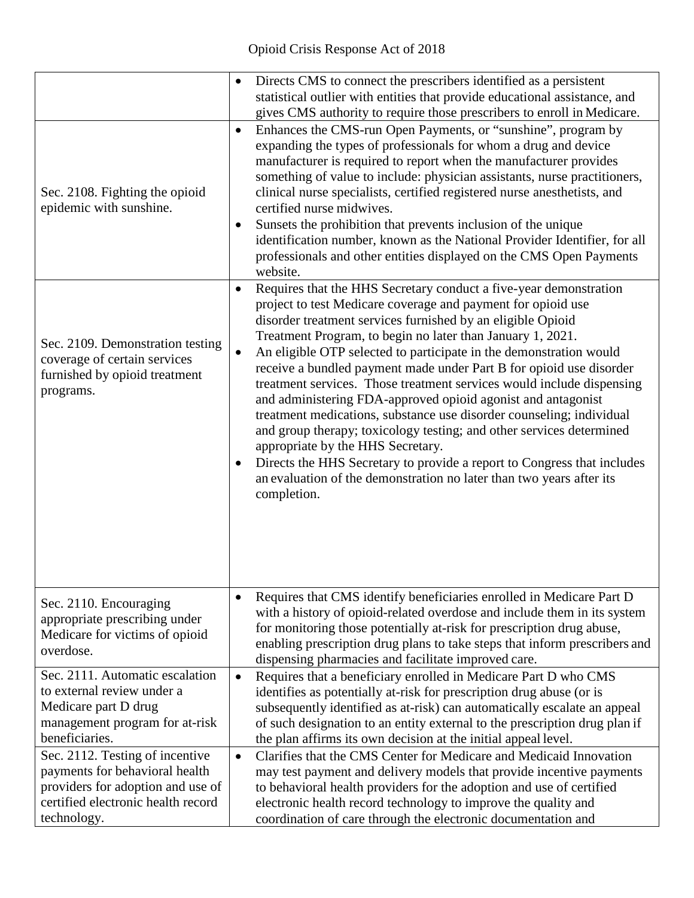| | |
|---|---|
| | • Directs CMS to connect the prescribers identified as a persistent statistical outlier with entities that provide educational assistance, and gives CMS authority to require those prescribers to enroll in Medicare. |
| Sec. 2108. Fighting the opioid epidemic with sunshine. | • Enhances the CMS-run Open Payments, or "sunshine", program by expanding the types of professionals for whom a drug and device manufacturer is required to report when the manufacturer provides something of value to include: physician assistants, nurse practitioners, clinical nurse specialists, certified registered nurse anesthetists, and certified nurse midwives.<br>• Sunsets the prohibition that prevents inclusion of the unique identification number, known as the National Provider Identifier, for all professionals and other entities displayed on the CMS Open Payments website. |
| Sec. 2109. Demonstration testing coverage of certain services furnished by opioid treatment programs. | • Requires that the HHS Secretary conduct a five-year demonstration project to test Medicare coverage and payment for opioid use disorder treatment services furnished by an eligible Opioid Treatment Program, to begin no later than January 1, 2021.<br>• An eligible OTP selected to participate in the demonstration would receive a bundled payment made under Part B for opioid use disorder treatment services. Those treatment services would include dispensing and administering FDA-approved opioid agonist and antagonist treatment medications, substance use disorder counseling; individual and group therapy; toxicology testing; and other services determined appropriate by the HHS Secretary.<br>• Directs the HHS Secretary to provide a report to Congress that includes an evaluation of the demonstration no later than two years after its completion. |
| Sec. 2110. Encouraging appropriate prescribing under Medicare for victims of opioid overdose. | • Requires that CMS identify beneficiaries enrolled in Medicare Part D with a history of opioid-related overdose and include them in its system for monitoring those potentially at-risk for prescription drug abuse, enabling prescription drug plans to take steps that inform prescribers and dispensing pharmacies and facilitate improved care. |
| Sec. 2111. Automatic escalation to external review under a Medicare part D drug management program for at-risk beneficiaries. | • Requires that a beneficiary enrolled in Medicare Part D who CMS identifies as potentially at-risk for prescription drug abuse (or is subsequently identified as at-risk) can automatically escalate an appeal of such designation to an entity external to the prescription drug plan if the plan affirms its own decision at the initial appeal level. |
| Sec. 2112. Testing of incentive payments for behavioral health providers for adoption and use of certified electronic health record technology. | • Clarifies that the CMS Center for Medicare and Medicaid Innovation may test payment and delivery models that provide incentive payments to behavioral health providers for the adoption and use of certified electronic health record technology to improve the quality and coordination of care through the electronic documentation and |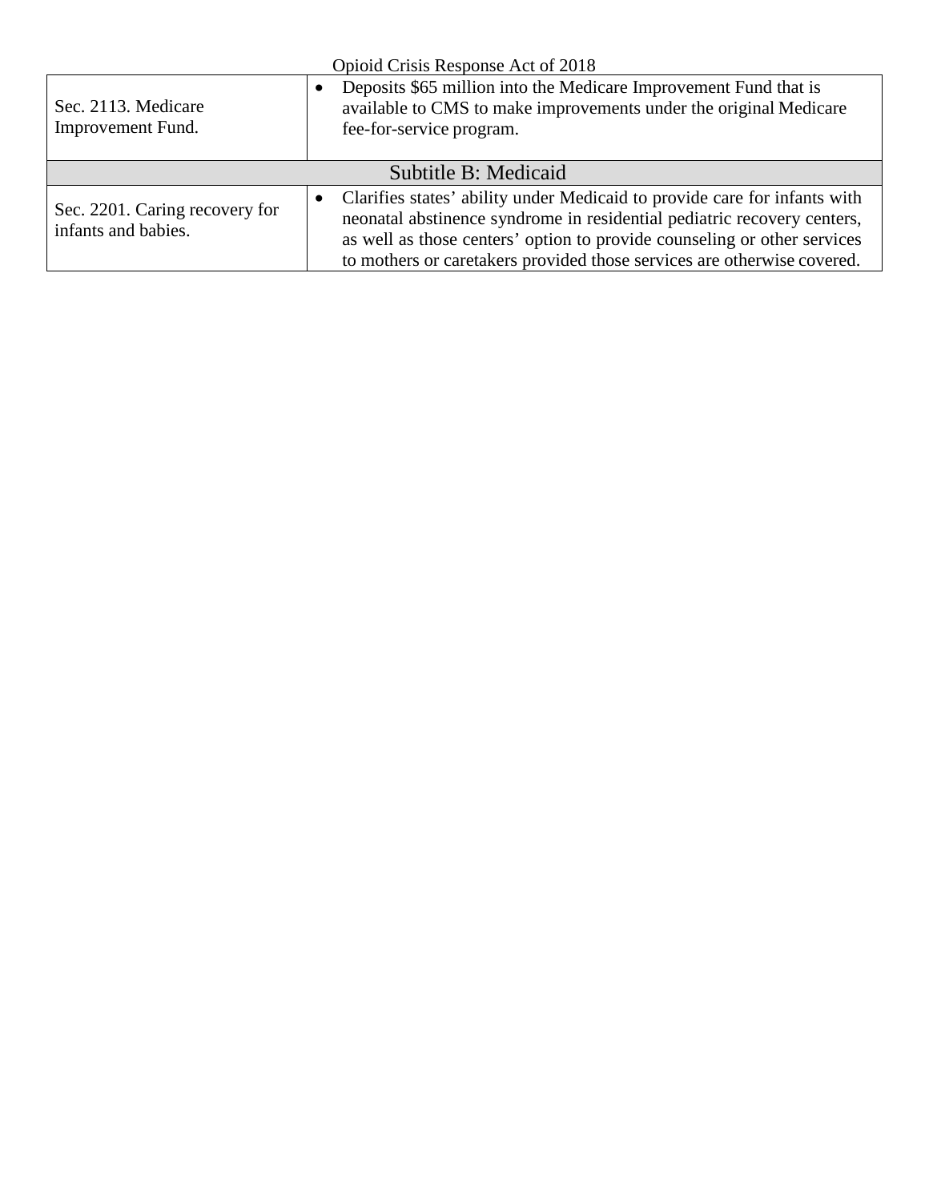| | |
|---|---|
| Sec. 2113. Medicare Improvement Fund. | • Deposits $65 million into the Medicare Improvement Fund that is available to CMS to make improvements under the original Medicare fee-for-service program. |
| **Subtitle B: Medicaid** | |
| Sec. 2201. Caring recovery for infants and babies. | • Clarifies states' ability under Medicaid to provide care for infants with neonatal abstinence syndrome in residential pediatric recovery centers, as well as those centers' option to provide counseling or other services to mothers or caretakers provided those services are otherwise covered. |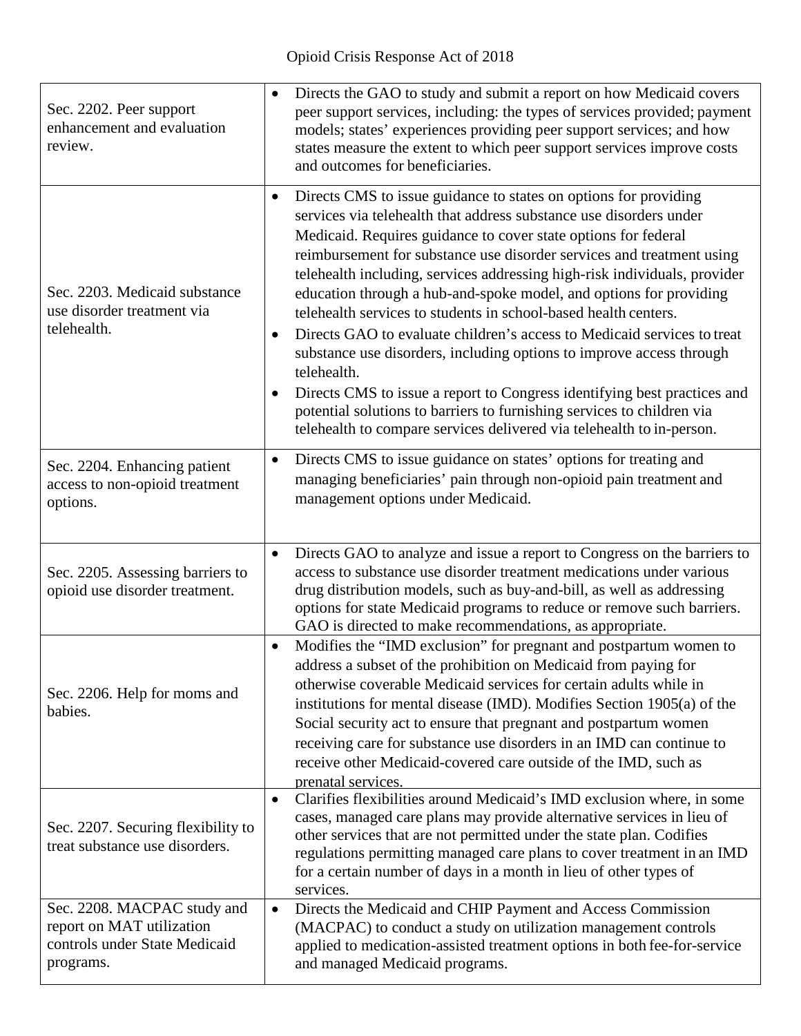Opioid Crisis Response Act of 2018

| | |
|---|---|
| Sec. 2202. Peer support enhancement and evaluation review. | • Directs the GAO to study and submit a report on how Medicaid covers peer support services, including: the types of services provided; payment models; states' experiences providing peer support services; and how states measure the extent to which peer support services improve costs and outcomes for beneficiaries. |
| Sec. 2203. Medicaid substance use disorder treatment via telehealth. | • Directs CMS to issue guidance to states on options for providing services via telehealth that address substance use disorders under Medicaid. Requires guidance to cover state options for federal reimbursement for substance use disorder services and treatment using telehealth including, services addressing high-risk individuals, provider education through a hub-and-spoke model, and options for providing telehealth services to students in school-based health centers. <br> • Directs GAO to evaluate children's access to Medicaid services to treat substance use disorders, including options to improve access through telehealth. <br> • Directs CMS to issue a report to Congress identifying best practices and potential solutions to barriers to furnishing services to children via telehealth to compare services delivered via telehealth to in-person. |
| Sec. 2204. Enhancing patient access to non-opioid treatment options. | • Directs CMS to issue guidance on states' options for treating and managing beneficiaries' pain through non-opioid pain treatment and management options under Medicaid. |
| Sec. 2205. Assessing barriers to opioid use disorder treatment. | • Directs GAO to analyze and issue a report to Congress on the barriers to access to substance use disorder treatment medications under various drug distribution models, such as buy-and-bill, as well as addressing options for state Medicaid programs to reduce or remove such barriers. GAO is directed to make recommendations, as appropriate. |
| Sec. 2206. Help for moms and babies. | • Modifies the "IMD exclusion" for pregnant and postpartum women to address a subset of the prohibition on Medicaid from paying for otherwise coverable Medicaid services for certain adults while in institutions for mental disease (IMD). Modifies Section 1905(a) of the Social security act to ensure that pregnant and postpartum women receiving care for substance use disorders in an IMD can continue to receive other Medicaid-covered care outside of the IMD, such as prenatal services. |
| Sec. 2207. Securing flexibility to treat substance use disorders. | • Clarifies flexibilities around Medicaid's IMD exclusion where, in some cases, managed care plans may provide alternative services in lieu of other services that are not permitted under the state plan. Codifies regulations permitting managed care plans to cover treatment in an IMD for a certain number of days in a month in lieu of other types of services. |
| Sec. 2208. MACPAC study and report on MAT utilization controls under State Medicaid programs. | • Directs the Medicaid and CHIP Payment and Access Commission (MACPAC) to conduct a study on utilization management controls applied to medication-assisted treatment options in both fee-for-service and managed Medicaid programs. |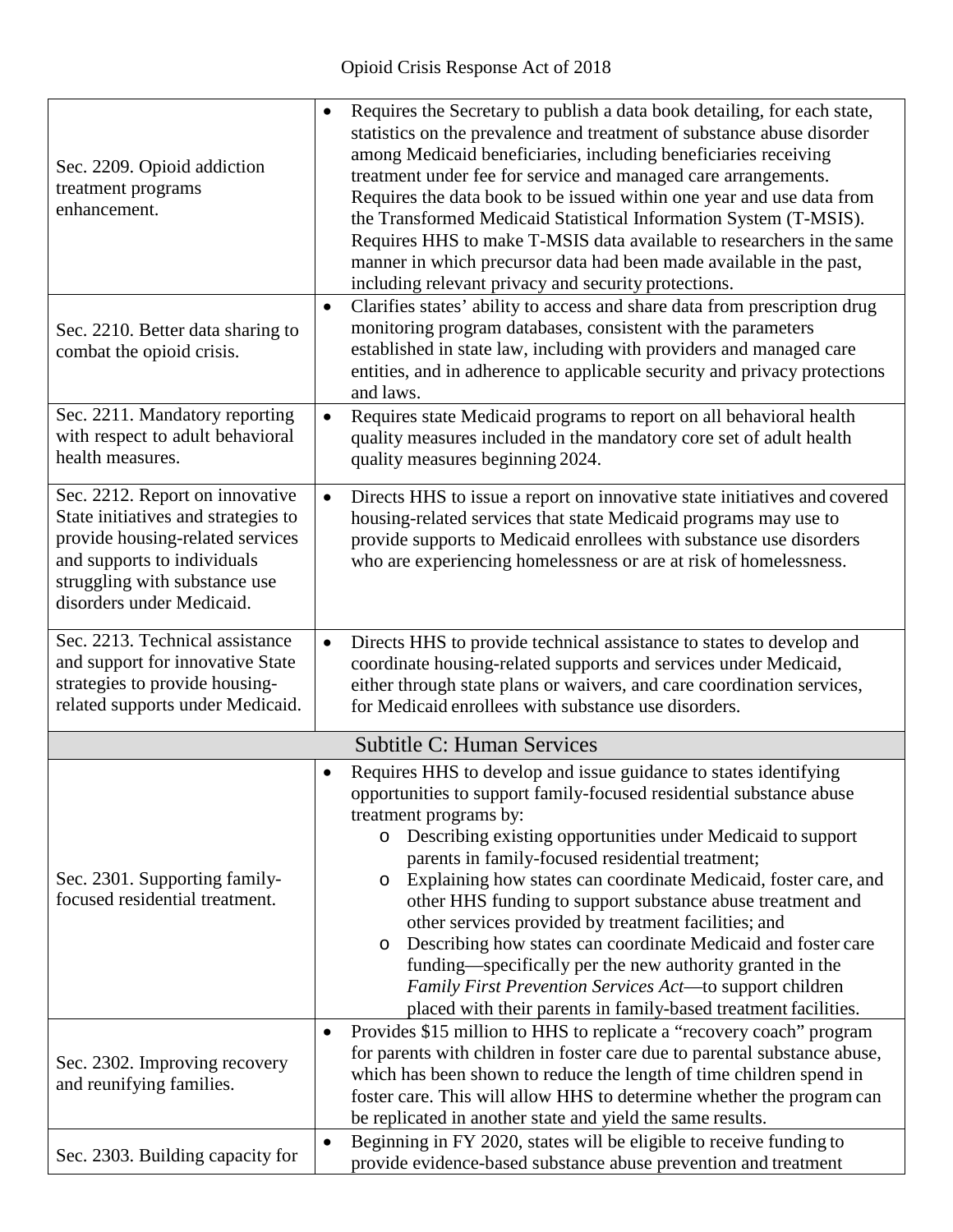| | |
|---|---|
| Sec. 2209. Opioid addiction treatment programs enhancement. | • Requires the Secretary to publish a data book detailing, for each state, statistics on the prevalence and treatment of substance abuse disorder among Medicaid beneficiaries, including beneficiaries receiving treatment under fee for service and managed care arrangements. Requires the data book to be issued within one year and use data from the Transformed Medicaid Statistical Information System (T-MSIS). Requires HHS to make T-MSIS data available to researchers in the same manner in which precursor data had been made available in the past, including relevant privacy and security protections. |
| Sec. 2210. Better data sharing to combat the opioid crisis. | • Clarifies states' ability to access and share data from prescription drug monitoring program databases, consistent with the parameters established in state law, including with providers and managed care entities, and in adherence to applicable security and privacy protections and laws. |
| Sec. 2211. Mandatory reporting with respect to adult behavioral health measures. | • Requires state Medicaid programs to report on all behavioral health quality measures included in the mandatory core set of adult health quality measures beginning 2024. |
| Sec. 2212. Report on innovative State initiatives and strategies to provide housing-related services and supports to individuals struggling with substance use disorders under Medicaid. | • Directs HHS to issue a report on innovative state initiatives and covered housing-related services that state Medicaid programs may use to provide supports to Medicaid enrollees with substance use disorders who are experiencing homelessness or are at risk of homelessness. |
| Sec. 2213. Technical assistance and support for innovative State strategies to provide housing-related supports under Medicaid. | • Directs HHS to provide technical assistance to states to develop and coordinate housing-related supports and services under Medicaid, either through state plans or waivers, and care coordination services, for Medicaid enrollees with substance use disorders. |
| **Subtitle C: Human Services** | |
| Sec. 2301. Supporting family-focused residential treatment. | • Requires HHS to develop and issue guidance to states identifying opportunities to support family-focused residential substance abuse treatment programs by: <br> o Describing existing opportunities under Medicaid to support parents in family-focused residential treatment; <br> o Explaining how states can coordinate Medicaid, foster care, and other HHS funding to support substance abuse treatment and other services provided by treatment facilities; and <br> o Describing how states can coordinate Medicaid and foster care funding—specifically per the new authority granted in the *Family First Prevention Services Act*—to support children placed with their parents in family-based treatment facilities. |
| Sec. 2302. Improving recovery and reunifying families. | • Provides $15 million to HHS to replicate a "recovery coach" program for parents with children in foster care due to parental substance abuse, which has been shown to reduce the length of time children spend in foster care. This will allow HHS to determine whether the program can be replicated in another state and yield the same results. |
| Sec. 2303. Building capacity for | • Beginning in FY 2020, states will be eligible to receive funding to provide evidence-based substance abuse prevention and treatment |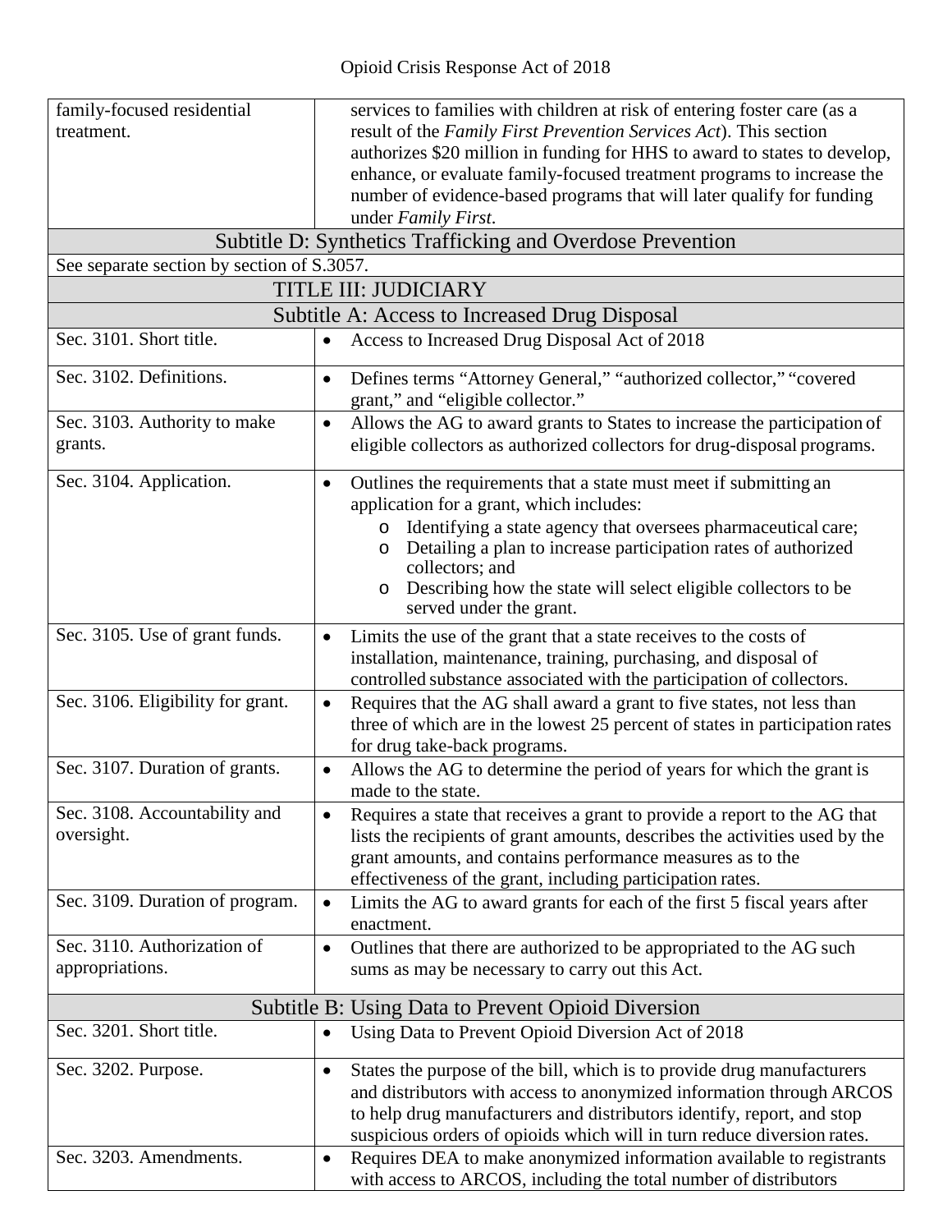| | |
|---|---|
| family-focused residential treatment. | services to families with children at risk of entering foster care (as a result of the *Family First Prevention Services Act*). This section authorizes \$20 million in funding for HHS to award to states to develop, enhance, or evaluate family-focused treatment programs to increase the number of evidence-based programs that will later qualify for funding under *Family First*. |
| **Subtitle D: Synthetics Trafficking and Overdose Prevention** | |
| See separate section by section of S.3057. | |
| **TITLE III: JUDICIARY** | |
| **Subtitle A: Access to Increased Drug Disposal** | |
| Sec. 3101. Short title. | • Access to Increased Drug Disposal Act of 2018 |
| Sec. 3102. Definitions. | • Defines terms "Attorney General," "authorized collector," "covered grant," and "eligible collector." |
| Sec. 3103. Authority to make grants. | • Allows the AG to award grants to States to increase the participation of eligible collectors as authorized collectors for drug-disposal programs. |
| Sec. 3104. Application. | • Outlines the requirements that a state must meet if submitting an application for a grant, which includes:<br>&nbsp;&nbsp;&nbsp;o Identifying a state agency that oversees pharmaceutical care;<br>&nbsp;&nbsp;&nbsp;o Detailing a plan to increase participation rates of authorized collectors; and<br>&nbsp;&nbsp;&nbsp;o Describing how the state will select eligible collectors to be served under the grant. |
| Sec. 3105. Use of grant funds. | • Limits the use of the grant that a state receives to the costs of installation, maintenance, training, purchasing, and disposal of controlled substance associated with the participation of collectors. |
| Sec. 3106. Eligibility for grant. | • Requires that the AG shall award a grant to five states, not less than three of which are in the lowest 25 percent of states in participation rates for drug take-back programs. |
| Sec. 3107. Duration of grants. | • Allows the AG to determine the period of years for which the grant is made to the state. |
| Sec. 3108. Accountability and oversight. | • Requires a state that receives a grant to provide a report to the AG that lists the recipients of grant amounts, describes the activities used by the grant amounts, and contains performance measures as to the effectiveness of the grant, including participation rates. |
| Sec. 3109. Duration of program. | • Limits the AG to award grants for each of the first 5 fiscal years after enactment. |
| Sec. 3110. Authorization of appropriations. | • Outlines that there are authorized to be appropriated to the AG such sums as may be necessary to carry out this Act. |
| **Subtitle B: Using Data to Prevent Opioid Diversion** | |
| Sec. 3201. Short title. | • Using Data to Prevent Opioid Diversion Act of 2018 |
| Sec. 3202. Purpose. | • States the purpose of the bill, which is to provide drug manufacturers and distributors with access to anonymized information through ARCOS to help drug manufacturers and distributors identify, report, and stop suspicious orders of opioids which will in turn reduce diversion rates. |
| Sec. 3203. Amendments. | • Requires DEA to make anonymized information available to registrants with access to ARCOS, including the total number of distributors |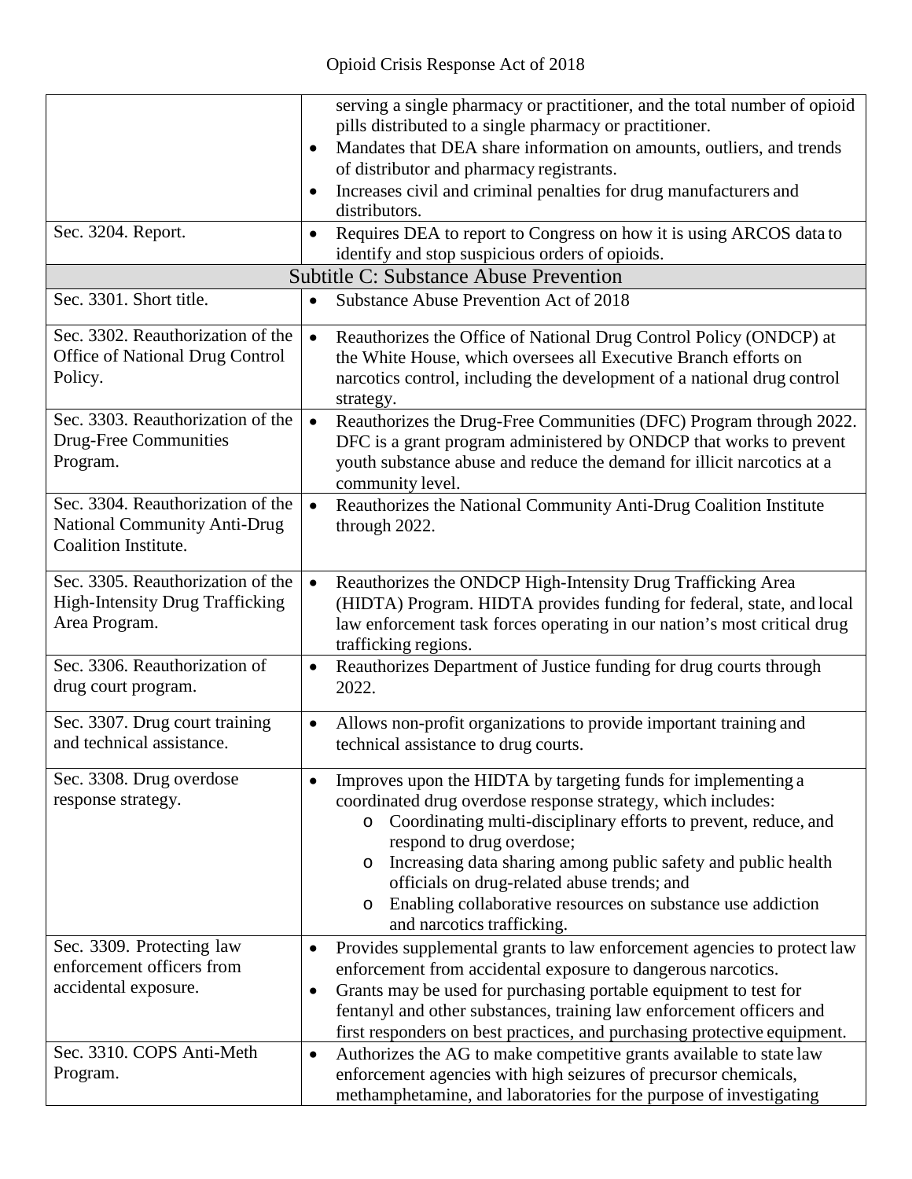| | |
|---|---|
| | serving a single pharmacy or practitioner, and the total number of opioid pills distributed to a single pharmacy or practitioner.<br>• Mandates that DEA share information on amounts, outliers, and trends of distributor and pharmacy registrants.<br>• Increases civil and criminal penalties for drug manufacturers and distributors. |
| Sec. 3204. Report. | • Requires DEA to report to Congress on how it is using ARCOS data to identify and stop suspicious orders of opioids. |
| **Subtitle C: Substance Abuse Prevention** | |
| Sec. 3301. Short title. | • Substance Abuse Prevention Act of 2018 |
| Sec. 3302. Reauthorization of the Office of National Drug Control Policy. | • Reauthorizes the Office of National Drug Control Policy (ONDCP) at the White House, which oversees all Executive Branch efforts on narcotics control, including the development of a national drug control strategy. |
| Sec. 3303. Reauthorization of the Drug-Free Communities Program. | • Reauthorizes the Drug-Free Communities (DFC) Program through 2022. DFC is a grant program administered by ONDCP that works to prevent youth substance abuse and reduce the demand for illicit narcotics at a community level. |
| Sec. 3304. Reauthorization of the National Community Anti-Drug Coalition Institute. | • Reauthorizes the National Community Anti-Drug Coalition Institute through 2022. |
| Sec. 3305. Reauthorization of the High-Intensity Drug Trafficking Area Program. | • Reauthorizes the ONDCP High-Intensity Drug Trafficking Area (HIDTA) Program. HIDTA provides funding for federal, state, and local law enforcement task forces operating in our nation's most critical drug trafficking regions. |
| Sec. 3306. Reauthorization of drug court program. | • Reauthorizes Department of Justice funding for drug courts through 2022. |
| Sec. 3307. Drug court training and technical assistance. | • Allows non-profit organizations to provide important training and technical assistance to drug courts. |
| Sec. 3308. Drug overdose response strategy. | • Improves upon the HIDTA by targeting funds for implementing a coordinated drug overdose response strategy, which includes:<br>  o Coordinating multi-disciplinary efforts to prevent, reduce, and respond to drug overdose;<br>  o Increasing data sharing among public safety and public health officials on drug-related abuse trends; and<br>  o Enabling collaborative resources on substance use addiction and narcotics trafficking. |
| Sec. 3309. Protecting law enforcement officers from accidental exposure. | • Provides supplemental grants to law enforcement agencies to protect law enforcement from accidental exposure to dangerous narcotics.<br>• Grants may be used for purchasing portable equipment to test for fentanyl and other substances, training law enforcement officers and first responders on best practices, and purchasing protective equipment. |
| Sec. 3310. COPS Anti-Meth Program. | • Authorizes the AG to make competitive grants available to state law enforcement agencies with high seizures of precursor chemicals, methamphetamine, and laboratories for the purpose of investigating |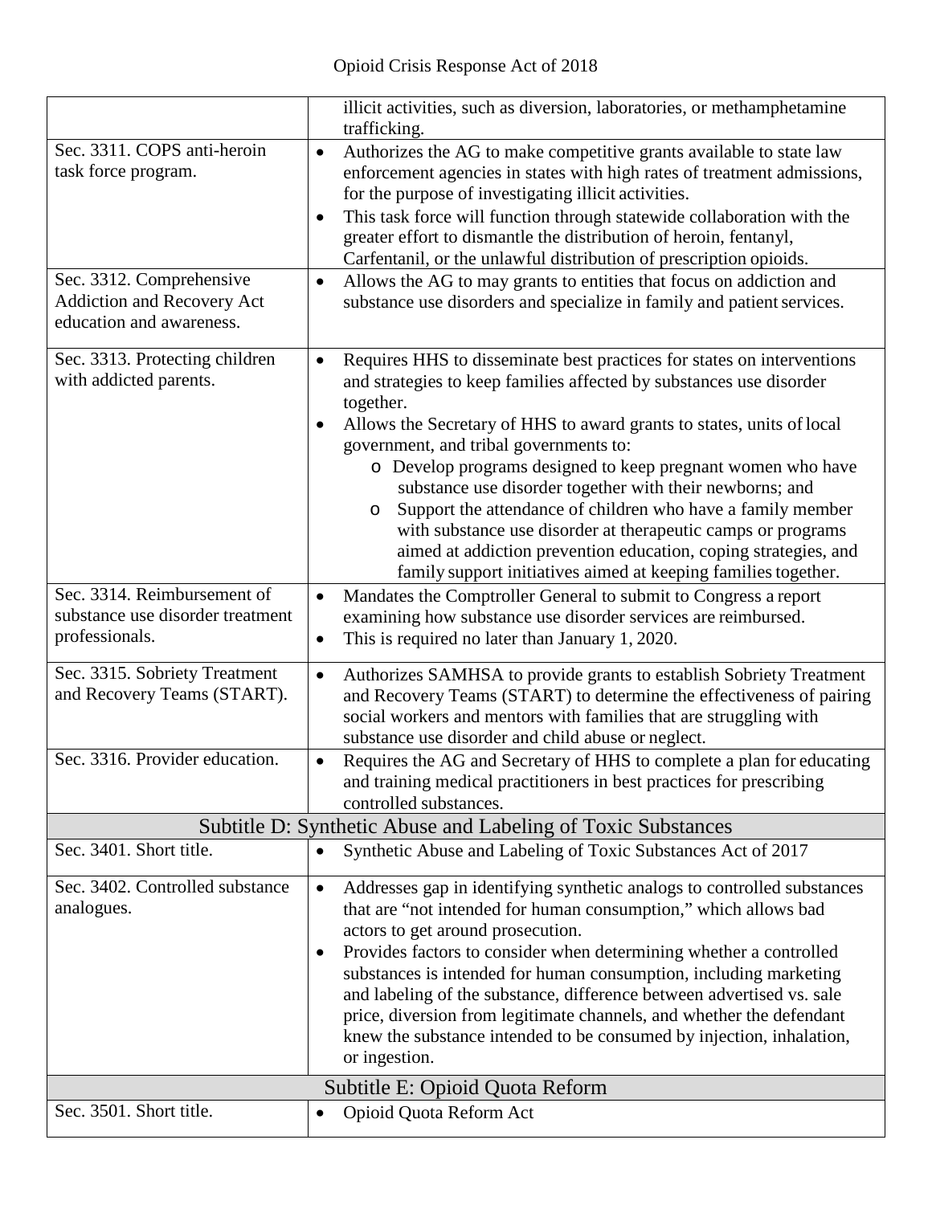| | |
|---|---|
| | illicit activities, such as diversion, laboratories, or methamphetamine trafficking. |
| Sec. 3311. COPS anti-heroin task force program. | • Authorizes the AG to make competitive grants available to state law enforcement agencies in states with high rates of treatment admissions, for the purpose of investigating illicit activities.<br>• This task force will function through statewide collaboration with the greater effort to dismantle the distribution of heroin, fentanyl, Carfentanil, or the unlawful distribution of prescription opioids. |
| Sec. 3312. Comprehensive Addiction and Recovery Act education and awareness. | • Allows the AG to may grants to entities that focus on addiction and substance use disorders and specialize in family and patient services. |
| Sec. 3313. Protecting children with addicted parents. | • Requires HHS to disseminate best practices for states on interventions and strategies to keep families affected by substances use disorder together.<br>• Allows the Secretary of HHS to award grants to states, units of local government, and tribal governments to:<br>  o Develop programs designed to keep pregnant women who have substance use disorder together with their newborns; and<br>  o Support the attendance of children who have a family member with substance use disorder at therapeutic camps or programs aimed at addiction prevention education, coping strategies, and family support initiatives aimed at keeping families together. |
| Sec. 3314. Reimbursement of substance use disorder treatment professionals. | • Mandates the Comptroller General to submit to Congress a report examining how substance use disorder services are reimbursed.<br>• This is required no later than January 1, 2020. |
| Sec. 3315. Sobriety Treatment and Recovery Teams (START). | • Authorizes SAMHSA to provide grants to establish Sobriety Treatment and Recovery Teams (START) to determine the effectiveness of pairing social workers and mentors with families that are struggling with substance use disorder and child abuse or neglect. |
| Sec. 3316. Provider education. | • Requires the AG and Secretary of HHS to complete a plan for educating and training medical practitioners in best practices for prescribing controlled substances. |
| **Subtitle D: Synthetic Abuse and Labeling of Toxic Substances** | |
| Sec. 3401. Short title. | • Synthetic Abuse and Labeling of Toxic Substances Act of 2017 |
| Sec. 3402. Controlled substance analogues. | • Addresses gap in identifying synthetic analogs to controlled substances that are "not intended for human consumption," which allows bad actors to get around prosecution.<br>• Provides factors to consider when determining whether a controlled substances is intended for human consumption, including marketing and labeling of the substance, difference between advertised vs. sale price, diversion from legitimate channels, and whether the defendant knew the substance intended to be consumed by injection, inhalation, or ingestion. |
| **Subtitle E: Opioid Quota Reform** | |
| Sec. 3501. Short title. | • Opioid Quota Reform Act |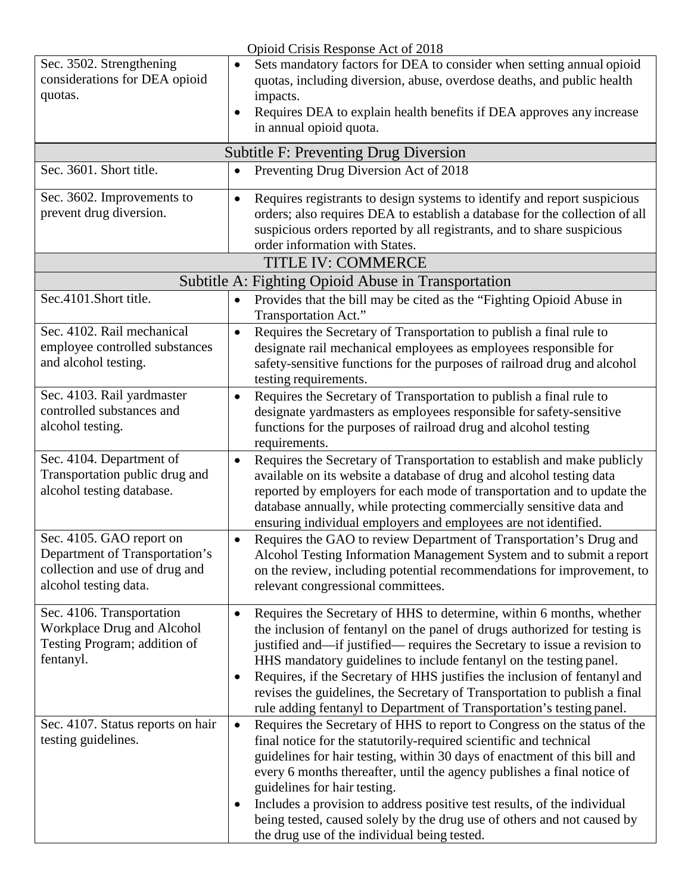| Sec. 3502. Strengthening considerations for DEA opioid quotas. | • Sets mandatory factors for DEA to consider when setting annual opioid quotas, including diversion, abuse, overdose deaths, and public health impacts.<br>• Requires DEA to explain health benefits if DEA approves any increase in annual opioid quota. |
|---|---|
| **Subtitle F: Preventing Drug Diversion** | |
| Sec. 3601. Short title. | • Preventing Drug Diversion Act of 2018 |
| Sec. 3602. Improvements to prevent drug diversion. | • Requires registrants to design systems to identify and report suspicious orders; also requires DEA to establish a database for the collection of all suspicious orders reported by all registrants, and to share suspicious order information with States. |
| **TITLE IV: COMMERCE** | |
| **Subtitle A: Fighting Opioid Abuse in Transportation** | |
| Sec.4101.Short title. | • Provides that the bill may be cited as the "Fighting Opioid Abuse in Transportation Act." |
| Sec. 4102. Rail mechanical employee controlled substances and alcohol testing. | • Requires the Secretary of Transportation to publish a final rule to designate rail mechanical employees as employees responsible for safety-sensitive functions for the purposes of railroad drug and alcohol testing requirements. |
| Sec. 4103. Rail yardmaster controlled substances and alcohol testing. | • Requires the Secretary of Transportation to publish a final rule to designate yardmasters as employees responsible for safety-sensitive functions for the purposes of railroad drug and alcohol testing requirements. |
| Sec. 4104. Department of Transportation public drug and alcohol testing database. | • Requires the Secretary of Transportation to establish and make publicly available on its website a database of drug and alcohol testing data reported by employers for each mode of transportation and to update the database annually, while protecting commercially sensitive data and ensuring individual employers and employees are not identified. |
| Sec. 4105. GAO report on Department of Transportation's collection and use of drug and alcohol testing data. | • Requires the GAO to review Department of Transportation's Drug and Alcohol Testing Information Management System and to submit a report on the review, including potential recommendations for improvement, to relevant congressional committees. |
| Sec. 4106. Transportation Workplace Drug and Alcohol Testing Program; addition of fentanyl. | • Requires the Secretary of HHS to determine, within 6 months, whether the inclusion of fentanyl on the panel of drugs authorized for testing is justified and—if justified— requires the Secretary to issue a revision to HHS mandatory guidelines to include fentanyl on the testing panel.<br>• Requires, if the Secretary of HHS justifies the inclusion of fentanyl and revises the guidelines, the Secretary of Transportation to publish a final rule adding fentanyl to Department of Transportation's testing panel. |
| Sec. 4107. Status reports on hair testing guidelines. | • Requires the Secretary of HHS to report to Congress on the status of the final notice for the statutorily-required scientific and technical guidelines for hair testing, within 30 days of enactment of this bill and every 6 months thereafter, until the agency publishes a final notice of guidelines for hair testing.<br>• Includes a provision to address positive test results, of the individual being tested, caused solely by the drug use of others and not caused by the drug use of the individual being tested. |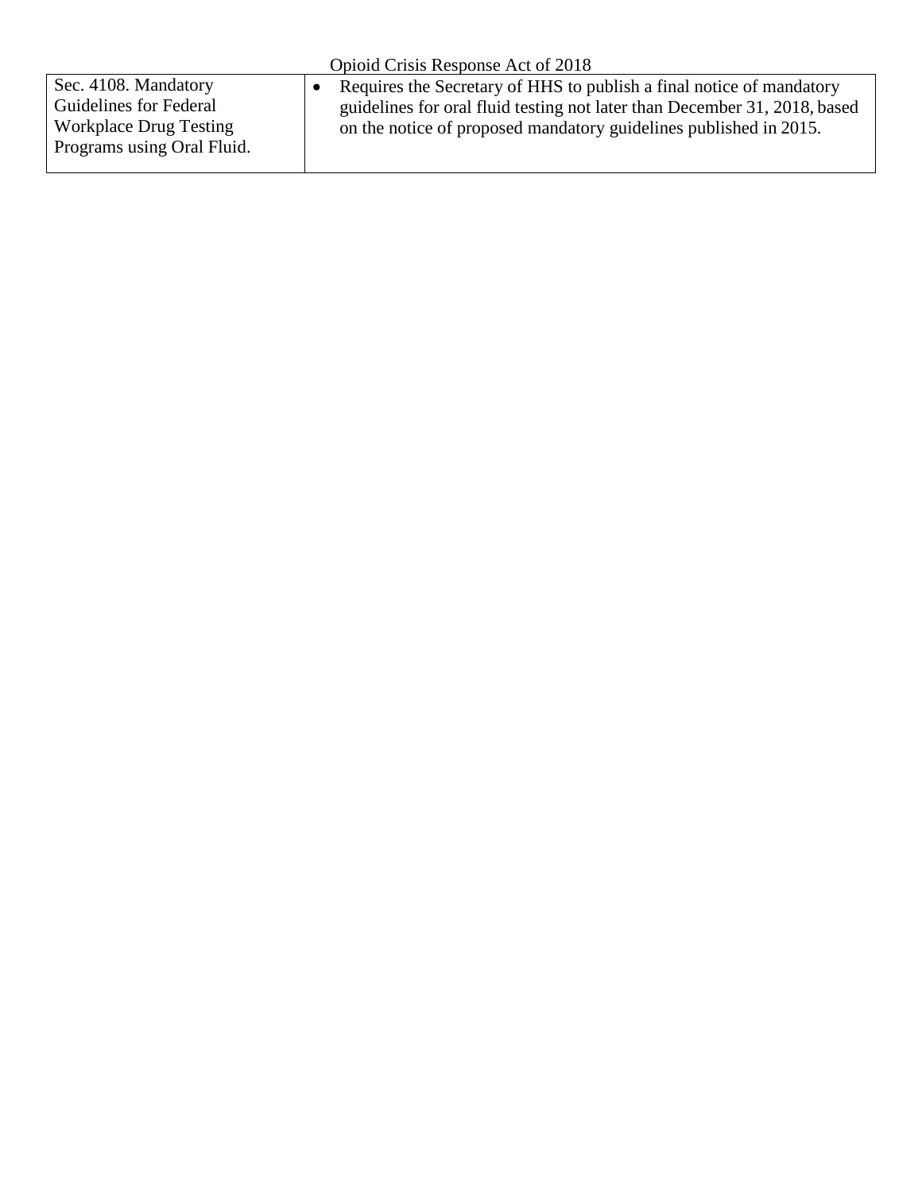| Sec. 4108. Mandatory Guidelines for Federal Workplace Drug Testing Programs using Oral Fluid. | • Requires the Secretary of HHS to publish a final notice of mandatory guidelines for oral fluid testing not later than December 31, 2018, based on the notice of proposed mandatory guidelines published in 2015. |
|---|---|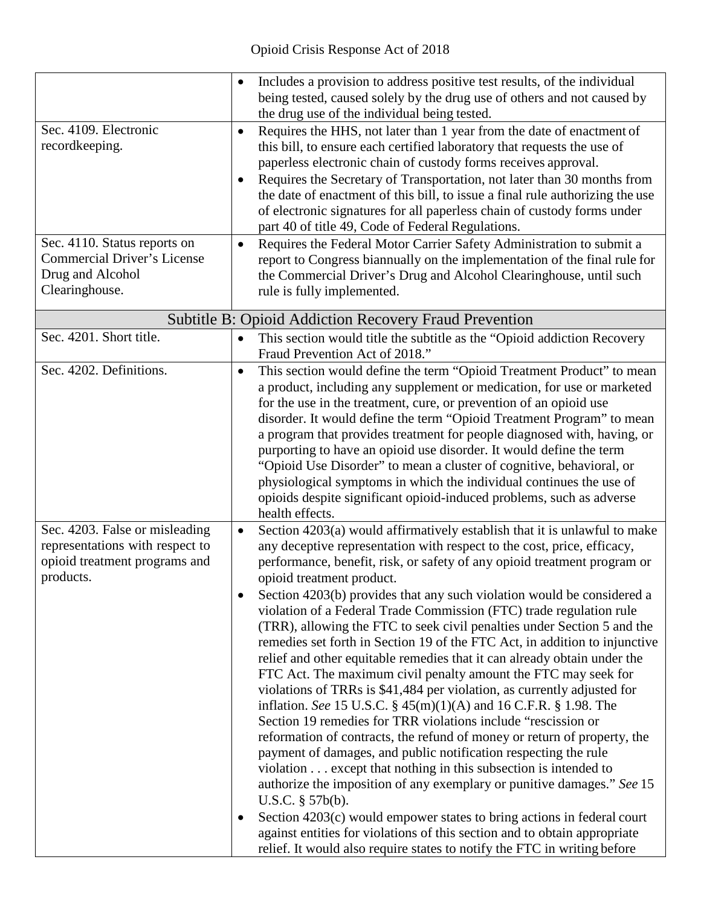| | |
|---|---|
| | • Includes a provision to address positive test results, of the individual being tested, caused solely by the drug use of others and not caused by the drug use of the individual being tested. |
| Sec. 4109. Electronic recordkeeping. | • Requires the HHS, not later than 1 year from the date of enactment of this bill, to ensure each certified laboratory that requests the use of paperless electronic chain of custody forms receives approval.<br>• Requires the Secretary of Transportation, not later than 30 months from the date of enactment of this bill, to issue a final rule authorizing the use of electronic signatures for all paperless chain of custody forms under part 40 of title 49, Code of Federal Regulations. |
| Sec. 4110. Status reports on Commercial Driver's License Drug and Alcohol Clearinghouse. | • Requires the Federal Motor Carrier Safety Administration to submit a report to Congress biannually on the implementation of the final rule for the Commercial Driver's Drug and Alcohol Clearinghouse, until such rule is fully implemented. |
| **Subtitle B: Opioid Addiction Recovery Fraud Prevention** | |
| Sec. 4201. Short title. | • This section would title the subtitle as the "Opioid addiction Recovery Fraud Prevention Act of 2018." |
| Sec. 4202. Definitions. | • This section would define the term "Opioid Treatment Product" to mean a product, including any supplement or medication, for use or marketed for the use in the treatment, cure, or prevention of an opioid use disorder. It would define the term "Opioid Treatment Program" to mean a program that provides treatment for people diagnosed with, having, or purporting to have an opioid use disorder. It would define the term "Opioid Use Disorder" to mean a cluster of cognitive, behavioral, or physiological symptoms in which the individual continues the use of opioids despite significant opioid-induced problems, such as adverse health effects. |
| Sec. 4203. False or misleading representations with respect to opioid treatment programs and products. | • Section 4203(a) would affirmatively establish that it is unlawful to make any deceptive representation with respect to the cost, price, efficacy, performance, benefit, risk, or safety of any opioid treatment program or opioid treatment product.<br>• Section 4203(b) provides that any such violation would be considered a violation of a Federal Trade Commission (FTC) trade regulation rule (TRR), allowing the FTC to seek civil penalties under Section 5 and the remedies set forth in Section 19 of the FTC Act, in addition to injunctive relief and other equitable remedies that it can already obtain under the FTC Act. The maximum civil penalty amount the FTC may seek for violations of TRRs is $41,484 per violation, as currently adjusted for inflation. *See* 15 U.S.C. § 45(m)(1)(A) and 16 C.F.R. § 1.98. The Section 19 remedies for TRR violations include "rescission or reformation of contracts, the refund of money or return of property, the payment of damages, and public notification respecting the rule violation . . . except that nothing in this subsection is intended to authorize the imposition of any exemplary or punitive damages." *See* 15 U.S.C. § 57b(b).<br>• Section 4203(c) would empower states to bring actions in federal court against entities for violations of this section and to obtain appropriate relief. It would also require states to notify the FTC in writing before |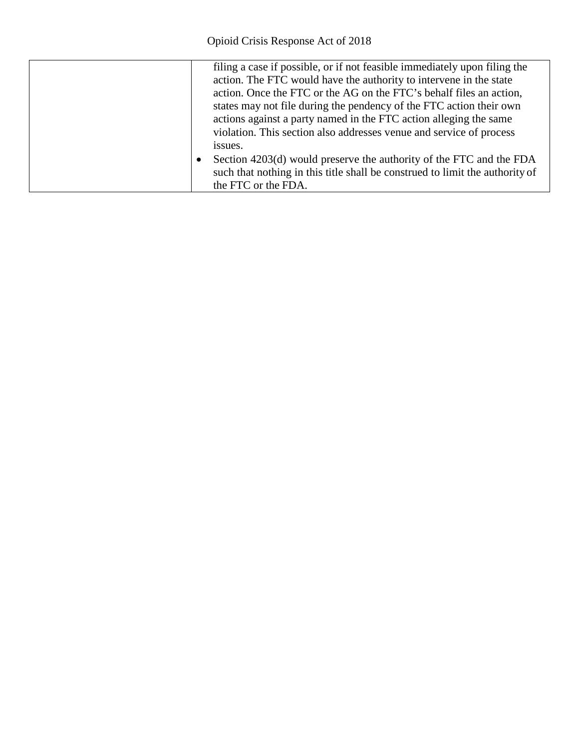| | |
|---|---|
| | filing a case if possible, or if not feasible immediately upon filing the action. The FTC would have the authority to intervene in the state action. Once the FTC or the AG on the FTC's behalf files an action, states may not file during the pendency of the FTC action their own actions against a party named in the FTC action alleging the same violation. This section also addresses venue and service of process issues.<br>• Section 4203(d) would preserve the authority of the FTC and the FDA such that nothing in this title shall be construed to limit the authority of the FTC or the FDA. |